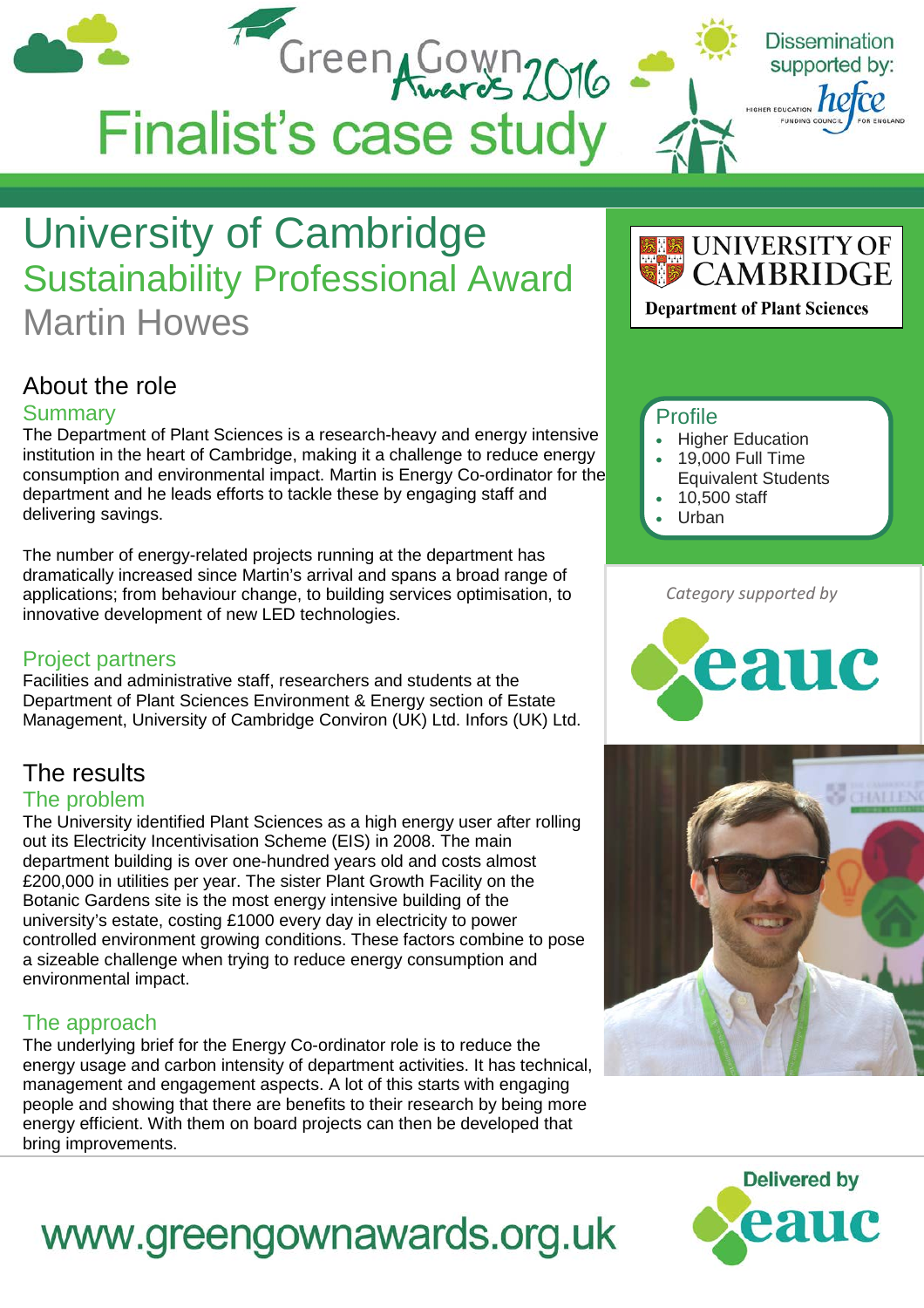# Green Gown Awards 2016

# Finalist's case study

Dissemination supported by: HEFCE Higher Education Funding Council for England

# University of Cambridge

## Sustainability Professional Award

## Martin Howes

UNIVERSITY OF CAMBRIDGE
Department of Plant Sciences

### Profile

- Higher Education
- 19,000 Full Time Equivalent Students
- 10,500 staff
- Urban

*Category supported by* eauc

## About the role

### Summary

The Department of Plant Sciences is a research-heavy and energy intensive institution in the heart of Cambridge, making it a challenge to reduce energy consumption and environmental impact. Martin is Energy Co-ordinator for the department and he leads efforts to tackle these by engaging staff and delivering savings.

The number of energy-related projects running at the department has dramatically increased since Martin's arrival and spans a broad range of applications; from behaviour change, to building services optimisation, to innovative development of new LED technologies.

### Project partners

Facilities and administrative staff, researchers and students at the Department of Plant Sciences Environment & Energy section of Estate Management, University of Cambridge Conviron (UK) Ltd. Infors (UK) Ltd.

## The results

### The problem

The University identified Plant Sciences as a high energy user after rolling out its Electricity Incentivisation Scheme (EIS) in 2008. The main department building is over one-hundred years old and costs almost £200,000 in utilities per year. The sister Plant Growth Facility on the Botanic Gardens site is the most energy intensive building of the university's estate, costing £1000 every day in electricity to power controlled environment growing conditions. These factors combine to pose a sizeable challenge when trying to reduce energy consumption and environmental impact.

### The approach

The underlying brief for the Energy Co-ordinator role is to reduce the energy usage and carbon intensity of department activities. It has technical, management and engagement aspects. A lot of this starts with engaging people and showing that there are benefits to their research by being more energy efficient. With them on board projects can then be developed that bring improvements.

www.greengownawards.org.uk

Delivered by eauc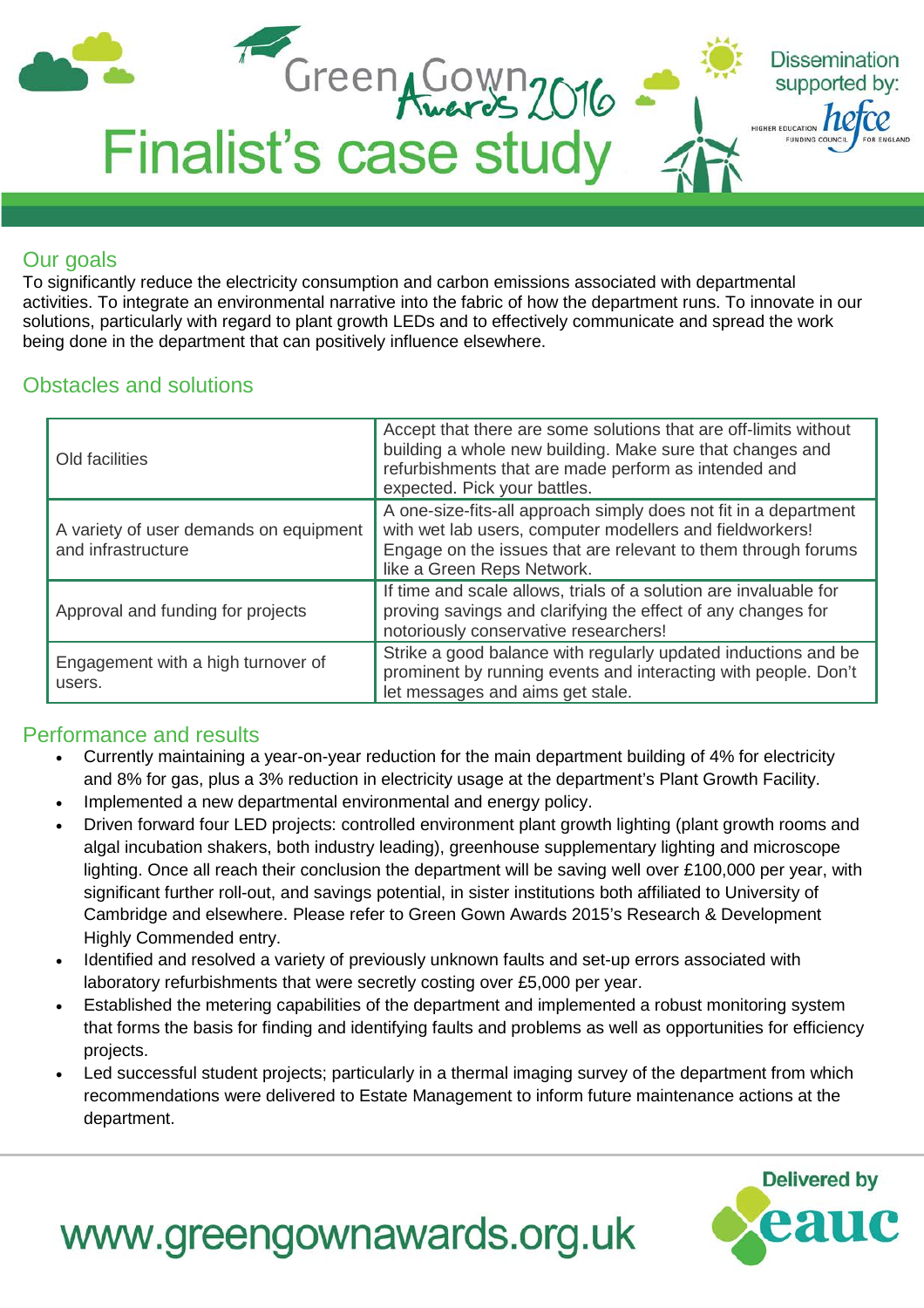# Green Gown Awards 2016

## Finalist's case study

Dissemination supported by: hefce

## Our goals

To significantly reduce the electricity consumption and carbon emissions associated with departmental activities. To integrate an environmental narrative into the fabric of how the department runs. To innovate in our solutions, particularly with regard to plant growth LEDs and to effectively communicate and spread the work being done in the department that can positively influence elsewhere.

## Obstacles and solutions

| | |
|---|---|
| Old facilities | Accept that there are some solutions that are off-limits without building a whole new building. Make sure that changes and refurbishments that are made perform as intended and expected. Pick your battles. |
| A variety of user demands on equipment and infrastructure | A one-size-fits-all approach simply does not fit in a department with wet lab users, computer modellers and fieldworkers! Engage on the issues that are relevant to them through forums like a Green Reps Network. |
| Approval and funding for projects | If time and scale allows, trials of a solution are invaluable for proving savings and clarifying the effect of any changes for notoriously conservative researchers! |
| Engagement with a high turnover of users. | Strike a good balance with regularly updated inductions and be prominent by running events and interacting with people. Don't let messages and aims get stale. |

## Performance and results

- Currently maintaining a year-on-year reduction for the main department building of 4% for electricity and 8% for gas, plus a 3% reduction in electricity usage at the department's Plant Growth Facility.
- Implemented a new departmental environmental and energy policy.
- Driven forward four LED projects: controlled environment plant growth lighting (plant growth rooms and algal incubation shakers, both industry leading), greenhouse supplementary lighting and microscope lighting. Once all reach their conclusion the department will be saving well over £100,000 per year, with significant further roll-out, and savings potential, in sister institutions both affiliated to University of Cambridge and elsewhere. Please refer to Green Gown Awards 2015's Research & Development Highly Commended entry.
- Identified and resolved a variety of previously unknown faults and set-up errors associated with laboratory refurbishments that were secretly costing over £5,000 per year.
- Established the metering capabilities of the department and implemented a robust monitoring system that forms the basis for finding and identifying faults and problems as well as opportunities for efficiency projects.
- Led successful student projects; particularly in a thermal imaging survey of the department from which recommendations were delivered to Estate Management to inform future maintenance actions at the department.

www.greengownawards.org.uk

Delivered by eauc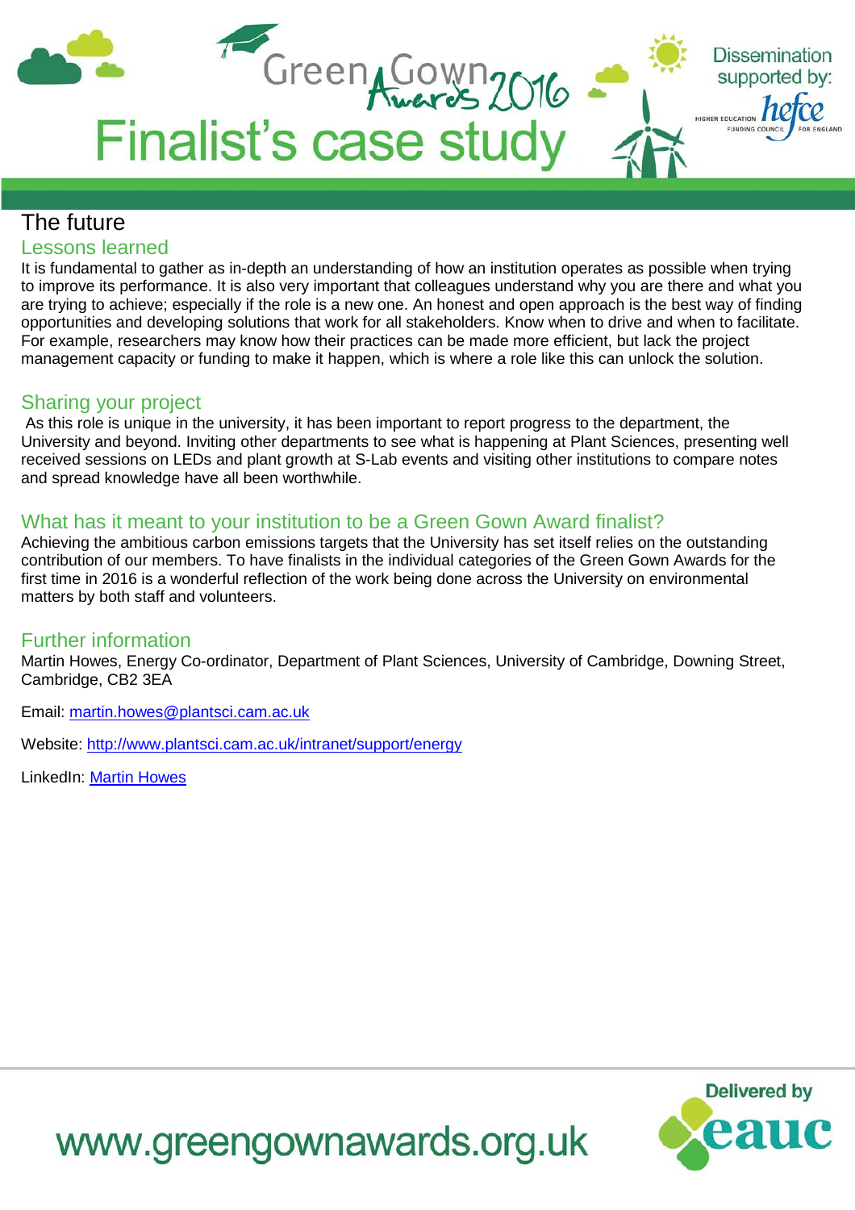# The future

## Lessons learned

It is fundamental to gather as in-depth an understanding of how an institution operates as possible when trying to improve its performance. It is also very important that colleagues understand why you are there and what you are trying to achieve; especially if the role is a new one. An honest and open approach is the best way of finding opportunities and developing solutions that work for all stakeholders. Know when to drive and when to facilitate. For example, researchers may know how their practices can be made more efficient, but lack the project management capacity or funding to make it happen, which is where a role like this can unlock the solution.

## Sharing your project

As this role is unique in the university, it has been important to report progress to the department, the University and beyond. Inviting other departments to see what is happening at Plant Sciences, presenting well received sessions on LEDs and plant growth at S-Lab events and visiting other institutions to compare notes and spread knowledge have all been worthwhile.

## What has it meant to your institution to be a Green Gown Award finalist?

Achieving the ambitious carbon emissions targets that the University has set itself relies on the outstanding contribution of our members. To have finalists in the individual categories of the Green Gown Awards for the first time in 2016 is a wonderful reflection of the work being done across the University on environmental matters by both staff and volunteers.

## Further information

Martin Howes, Energy Co-ordinator, Department of Plant Sciences, University of Cambridge, Downing Street, Cambridge, CB2 3EA

Email: martin.howes@plantsci.cam.ac.uk

Website: http://www.plantsci.cam.ac.uk/intranet/support/energy

LinkedIn: Martin Howes